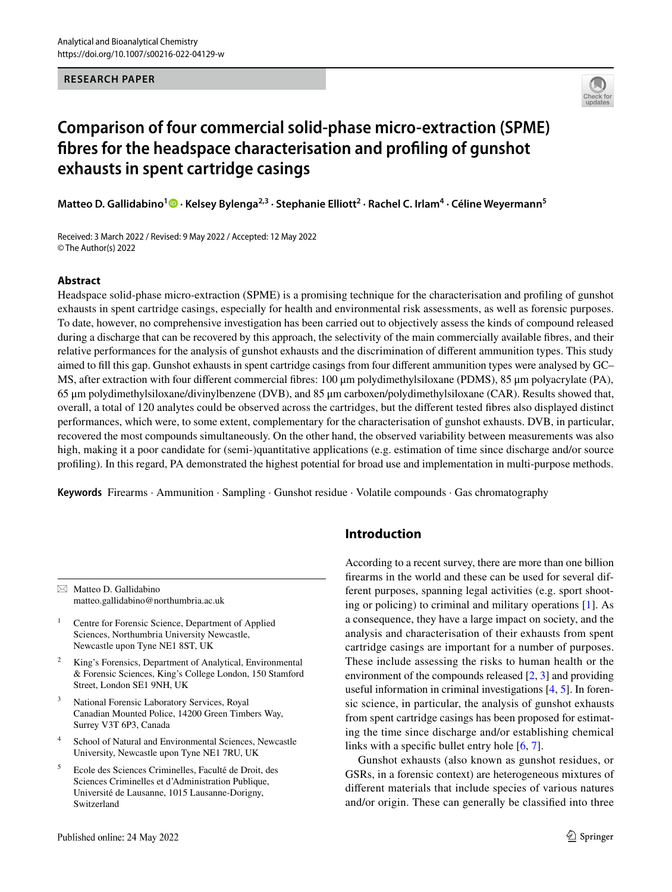RESEARCH PAPER

# Comparison of four commercial solid-phase micro-extraction (SPME) fibres for the headspace characterisation and profiling of gunshot exhausts in spent cartridge casings

**Matteo D. Gallidabino[1] · Kelsey Bylenga[2,3] · Stephanie Elliott[2] · Rachel C. Irlam[4] · Céline Weyermann[5]**

Received: 3 March 2022 / Revised: 9 May 2022 / Accepted: 12 May 2022
© The Author(s) 2022

## Abstract

Headspace solid-phase micro-extraction (SPME) is a promising technique for the characterisation and profiling of gunshot exhausts in spent cartridge casings, especially for health and environmental risk assessments, as well as forensic purposes. To date, however, no comprehensive investigation has been carried out to objectively assess the kinds of compound released during a discharge that can be recovered by this approach, the selectivity of the main commercially available fibres, and their relative performances for the analysis of gunshot exhausts and the discrimination of different ammunition types. This study aimed to fill this gap. Gunshot exhausts in spent cartridge casings from four different ammunition types were analysed by GC–MS, after extraction with four different commercial fibres: 100 µm polydimethylsiloxane (PDMS), 85 µm polyacrylate (PA), 65 µm polydimethylsiloxane/divinylbenzene (DVB), and 85 µm carboxen/polydimethylsiloxane (CAR). Results showed that, overall, a total of 120 analytes could be observed across the cartridges, but the different tested fibres also displayed distinct performances, which were, to some extent, complementary for the characterisation of gunshot exhausts. DVB, in particular, recovered the most compounds simultaneously. On the other hand, the observed variability between measurements was also high, making it a poor candidate for (semi-)quantitative applications (e.g. estimation of time since discharge and/or source profiling). In this regard, PA demonstrated the highest potential for broad use and implementation in multi-purpose methods.

**Keywords** Firearms · Ammunition · Sampling · Gunshot residue · Volatile compounds · Gas chromatography

## Introduction

According to a recent survey, there are more than one billion firearms in the world and these can be used for several different purposes, spanning legal activities (e.g. sport shooting or policing) to criminal and military operations [1]. As a consequence, they have a large impact on society, and the analysis and characterisation of their exhausts from spent cartridge casings are important for a number of purposes. These include assessing the risks to human health or the environment of the compounds released [2, 3] and providing useful information in criminal investigations [4, 5]. In forensic science, in particular, the analysis of gunshot exhausts from spent cartridge casings has been proposed for estimating the time since discharge and/or establishing chemical links with a specific bullet entry hole [6, 7].

Gunshot exhausts (also known as gunshot residues, or GSRs, in a forensic context) are heterogeneous mixtures of different materials that include species of various natures and/or origin. These can generally be classified into three

---

✉ Matteo D. Gallidabino
matteo.gallidabino@northumbria.ac.uk

1 Centre for Forensic Science, Department of Applied Sciences, Northumbria University Newcastle, Newcastle upon Tyne NE1 8ST, UK

2 King's Forensics, Department of Analytical, Environmental & Forensic Sciences, King's College London, 150 Stamford Street, London SE1 9NH, UK

3 National Forensic Laboratory Services, Royal Canadian Mounted Police, 14200 Green Timbers Way, Surrey V3T 6P3, Canada

4 School of Natural and Environmental Sciences, Newcastle University, Newcastle upon Tyne NE1 7RU, UK

5 Ecole des Sciences Criminelles, Faculté de Droit, des Sciences Criminelles et d'Administration Publique, Université de Lausanne, 1015 Lausanne-Dorigny, Switzerland

Published online: 24 May 2022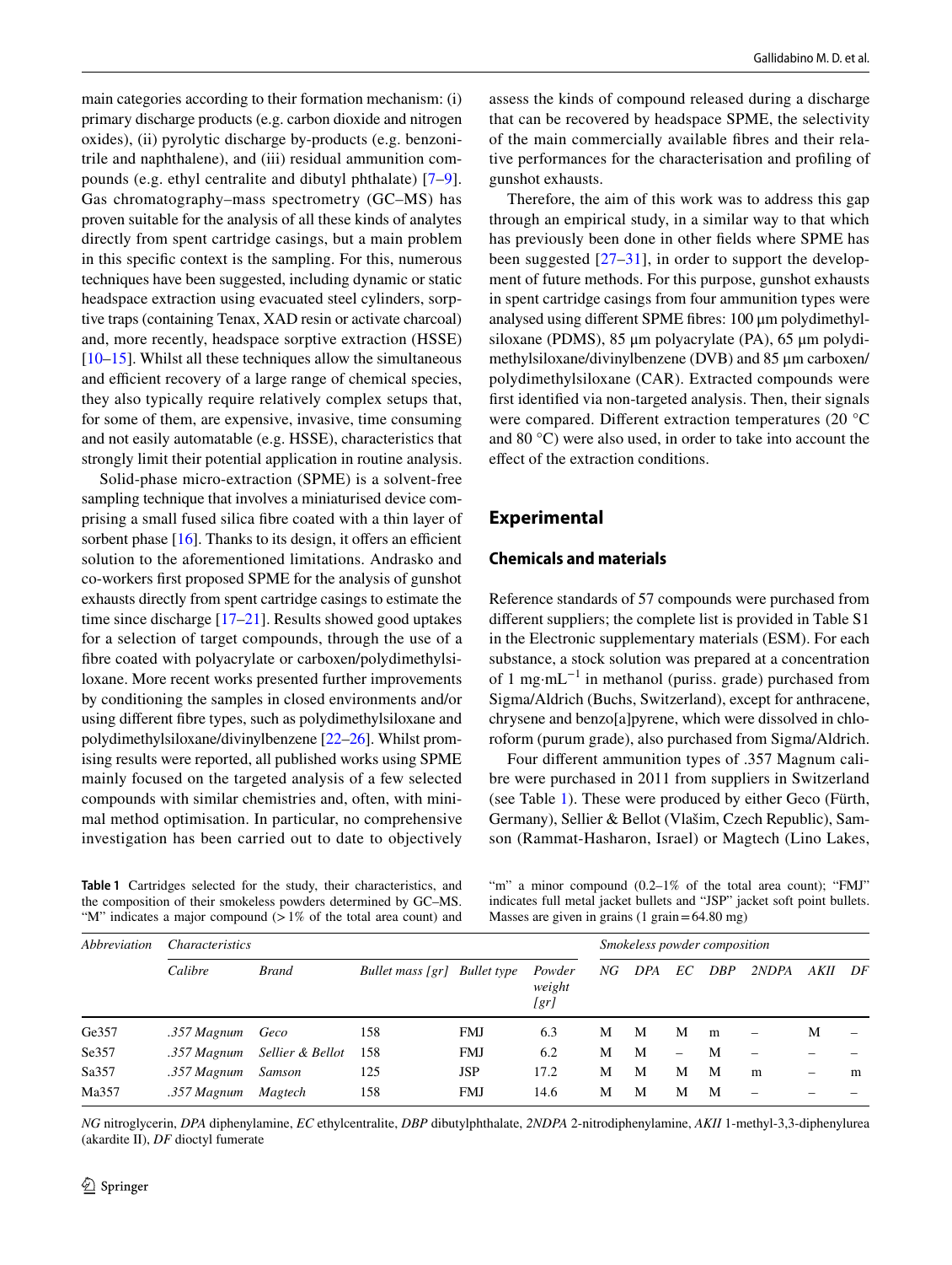main categories according to their formation mechanism: (i) primary discharge products (e.g. carbon dioxide and nitrogen oxides), (ii) pyrolytic discharge by-products (e.g. benzonitrile and naphthalene), and (iii) residual ammunition compounds (e.g. ethyl centralite and dibutyl phthalate) [7–9]. Gas chromatography–mass spectrometry (GC–MS) has proven suitable for the analysis of all these kinds of analytes directly from spent cartridge casings, but a main problem in this specific context is the sampling. For this, numerous techniques have been suggested, including dynamic or static headspace extraction using evacuated steel cylinders, sorptive traps (containing Tenax, XAD resin or activate charcoal) and, more recently, headspace sorptive extraction (HSSE) [10–15]. Whilst all these techniques allow the simultaneous and efficient recovery of a large range of chemical species, they also typically require relatively complex setups that, for some of them, are expensive, invasive, time consuming and not easily automatable (e.g. HSSE), characteristics that strongly limit their potential application in routine analysis.

Solid-phase micro-extraction (SPME) is a solvent-free sampling technique that involves a miniaturised device comprising a small fused silica fibre coated with a thin layer of sorbent phase [16]. Thanks to its design, it offers an efficient solution to the aforementioned limitations. Andrasko and co-workers first proposed SPME for the analysis of gunshot exhausts directly from spent cartridge casings to estimate the time since discharge [17–21]. Results showed good uptakes for a selection of target compounds, through the use of a fibre coated with polyacrylate or carboxen/polydimethylsiloxane. More recent works presented further improvements by conditioning the samples in closed environments and/or using different fibre types, such as polydimethylsiloxane and polydimethylsiloxane/divinylbenzene [22–26]. Whilst promising results were reported, all published works using SPME mainly focused on the targeted analysis of a few selected compounds with similar chemistries and, often, with minimal method optimisation. In particular, no comprehensive investigation has been carried out to date to objectively assess the kinds of compound released during a discharge that can be recovered by headspace SPME, the selectivity of the main commercially available fibres and their relative performances for the characterisation and profiling of gunshot exhausts.

Therefore, the aim of this work was to address this gap through an empirical study, in a similar way to that which has previously been done in other fields where SPME has been suggested [27–31], in order to support the development of future methods. For this purpose, gunshot exhausts in spent cartridge casings from four ammunition types were analysed using different SPME fibres: 100 µm polydimethylsiloxane (PDMS), 85 µm polyacrylate (PA), 65 µm polydimethylsiloxane/divinylbenzene (DVB) and 85 µm carboxen/polydimethylsiloxane (CAR). Extracted compounds were first identified via non-targeted analysis. Then, their signals were compared. Different extraction temperatures (20 °C and 80 °C) were also used, in order to take into account the effect of the extraction conditions.

## Experimental

### Chemicals and materials

Reference standards of 57 compounds were purchased from different suppliers; the complete list is provided in Table S1 in the Electronic supplementary materials (ESM). For each substance, a stock solution was prepared at a concentration of 1 mg·mL$^{-1}$ in methanol (puriss. grade) purchased from Sigma/Aldrich (Buchs, Switzerland), except for anthracene, chrysene and benzo[a]pyrene, which were dissolved in chloroform (purum grade), also purchased from Sigma/Aldrich.

Four different ammunition types of .357 Magnum calibre were purchased in 2011 from suppliers in Switzerland (see Table 1). These were produced by either Geco (Fürth, Germany), Sellier & Bellot (Vlašim, Czech Republic), Samson (Rammat-Hasharon, Israel) or Magtech (Lino Lakes,

**Table 1** Cartridges selected for the study, their characteristics, and the composition of their smokeless powders determined by GC–MS. "M" indicates a major compound (> 1% of the total area count) and "m" a minor compound (0.2–1% of the total area count); "FMJ" indicates full metal jacket bullets and "JSP" jacket soft point bullets. Masses are given in grains (1 grain = 64.80 mg)

| *Abbreviation* | *Characteristics* | | | | | *Smokeless powder composition* | | | | | | |
|---|---|---|---|---|---|---|---|---|---|---|---|---|
| | *Calibre* | *Brand* | *Bullet mass [gr]* | *Bullet type* | *Powder weight [gr]* | *NG* | *DPA* | *EC* | *DBP* | *2NDPA* | *AKII* | *DF* |
| Ge357 | *.357 Magnum* | *Geco* | 158 | FMJ | 6.3 | M | M | M | m | – | M | – |
| Se357 | *.357 Magnum* | *Sellier & Bellot* | 158 | FMJ | 6.2 | M | M | – | M | – | – | – |
| Sa357 | *.357 Magnum* | *Samson* | 125 | JSP | 17.2 | M | M | M | M | m | – | m |
| Ma357 | *.357 Magnum* | *Magtech* | 158 | FMJ | 14.6 | M | M | M | M | – | – | – |

*NG* nitroglycerin, *DPA* diphenylamine, *EC* ethylcentralite, *DBP* dibutylphthalate, *2NDPA* 2-nitrodiphenylamine, *AKII* 1-methyl-3,3-diphenylurea (akardite II), *DF* dioctyl fumerate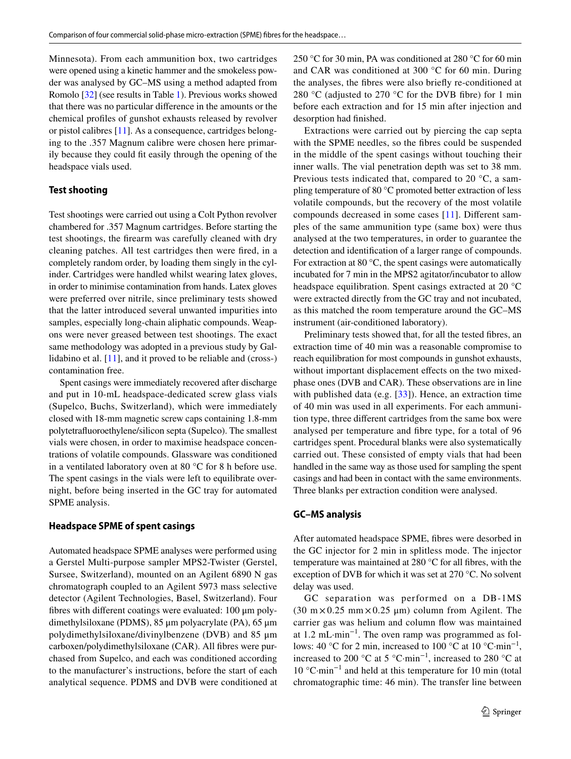Minnesota). From each ammunition box, two cartridges were opened using a kinetic hammer and the smokeless powder was analysed by GC–MS using a method adapted from Romolo [32] (see results in Table 1). Previous works showed that there was no particular difference in the amounts or the chemical profiles of gunshot exhausts released by revolver or pistol calibres [11]. As a consequence, cartridges belonging to the .357 Magnum calibre were chosen here primarily because they could fit easily through the opening of the headspace vials used.

### Test shooting

Test shootings were carried out using a Colt Python revolver chambered for .357 Magnum cartridges. Before starting the test shootings, the firearm was carefully cleaned with dry cleaning patches. All test cartridges then were fired, in a completely random order, by loading them singly in the cylinder. Cartridges were handled whilst wearing latex gloves, in order to minimise contamination from hands. Latex gloves were preferred over nitrile, since preliminary tests showed that the latter introduced several unwanted impurities into samples, especially long-chain aliphatic compounds. Weapons were never greased between test shootings. The exact same methodology was adopted in a previous study by Gallidabino et al. [11], and it proved to be reliable and (cross-) contamination free.

Spent casings were immediately recovered after discharge and put in 10-mL headspace-dedicated screw glass vials (Supelco, Buchs, Switzerland), which were immediately closed with 18-mm magnetic screw caps containing 1.8-mm polytetrafluoroethylene/silicon septa (Supelco). The smallest vials were chosen, in order to maximise headspace concentrations of volatile compounds. Glassware was conditioned in a ventilated laboratory oven at 80 °C for 8 h before use. The spent casings in the vials were left to equilibrate overnight, before being inserted in the GC tray for automated SPME analysis.

### Headspace SPME of spent casings

Automated headspace SPME analyses were performed using a Gerstel Multi-purpose sampler MPS2-Twister (Gerstel, Sursee, Switzerland), mounted on an Agilent 6890 N gas chromatograph coupled to an Agilent 5973 mass selective detector (Agilent Technologies, Basel, Switzerland). Four fibres with different coatings were evaluated: 100 µm polydimethylsiloxane (PDMS), 85 µm polyacrylate (PA), 65 µm polydimethylsiloxane/divinylbenzene (DVB) and 85 µm carboxen/polydimethylsiloxane (CAR). All fibres were purchased from Supelco, and each was conditioned according to the manufacturer's instructions, before the start of each analytical sequence. PDMS and DVB were conditioned at 250 °C for 30 min, PA was conditioned at 280 °C for 60 min and CAR was conditioned at 300 °C for 60 min. During the analyses, the fibres were also briefly re-conditioned at 280 °C (adjusted to 270 °C for the DVB fibre) for 1 min before each extraction and for 15 min after injection and desorption had finished.

Extractions were carried out by piercing the cap septa with the SPME needles, so the fibres could be suspended in the middle of the spent casings without touching their inner walls. The vial penetration depth was set to 38 mm. Previous tests indicated that, compared to 20 °C, a sampling temperature of 80 °C promoted better extraction of less volatile compounds, but the recovery of the most volatile compounds decreased in some cases [11]. Different samples of the same ammunition type (same box) were thus analysed at the two temperatures, in order to guarantee the detection and identification of a larger range of compounds. For extraction at 80 °C, the spent casings were automatically incubated for 7 min in the MPS2 agitator/incubator to allow headspace equilibration. Spent casings extracted at 20 °C were extracted directly from the GC tray and not incubated, as this matched the room temperature around the GC–MS instrument (air-conditioned laboratory).

Preliminary tests showed that, for all the tested fibres, an extraction time of 40 min was a reasonable compromise to reach equilibration for most compounds in gunshot exhausts, without important displacement effects on the two mixed-phase ones (DVB and CAR). These observations are in line with published data (e.g. [33]). Hence, an extraction time of 40 min was used in all experiments. For each ammunition type, three different cartridges from the same box were analysed per temperature and fibre type, for a total of 96 cartridges spent. Procedural blanks were also systematically carried out. These consisted of empty vials that had been handled in the same way as those used for sampling the spent casings and had been in contact with the same environments. Three blanks per extraction condition were analysed.

### GC–MS analysis

After automated headspace SPME, fibres were desorbed in the GC injector for 2 min in splitless mode. The injector temperature was maintained at 280 °C for all fibres, with the exception of DVB for which it was set at 270 °C. No solvent delay was used.

GC separation was performed on a DB-1MS (30 m × 0.25 mm × 0.25 µm) column from Agilent. The carrier gas was helium and column flow was maintained at 1.2 mL·min$^{-1}$. The oven ramp was programmed as follows: 40 °C for 2 min, increased to 100 °C at 10 °C·min$^{-1}$, increased to 200 °C at 5 °C·min$^{-1}$, increased to 280 °C at 10 °C·min$^{-1}$ and held at this temperature for 10 min (total chromatographic time: 46 min). The transfer line between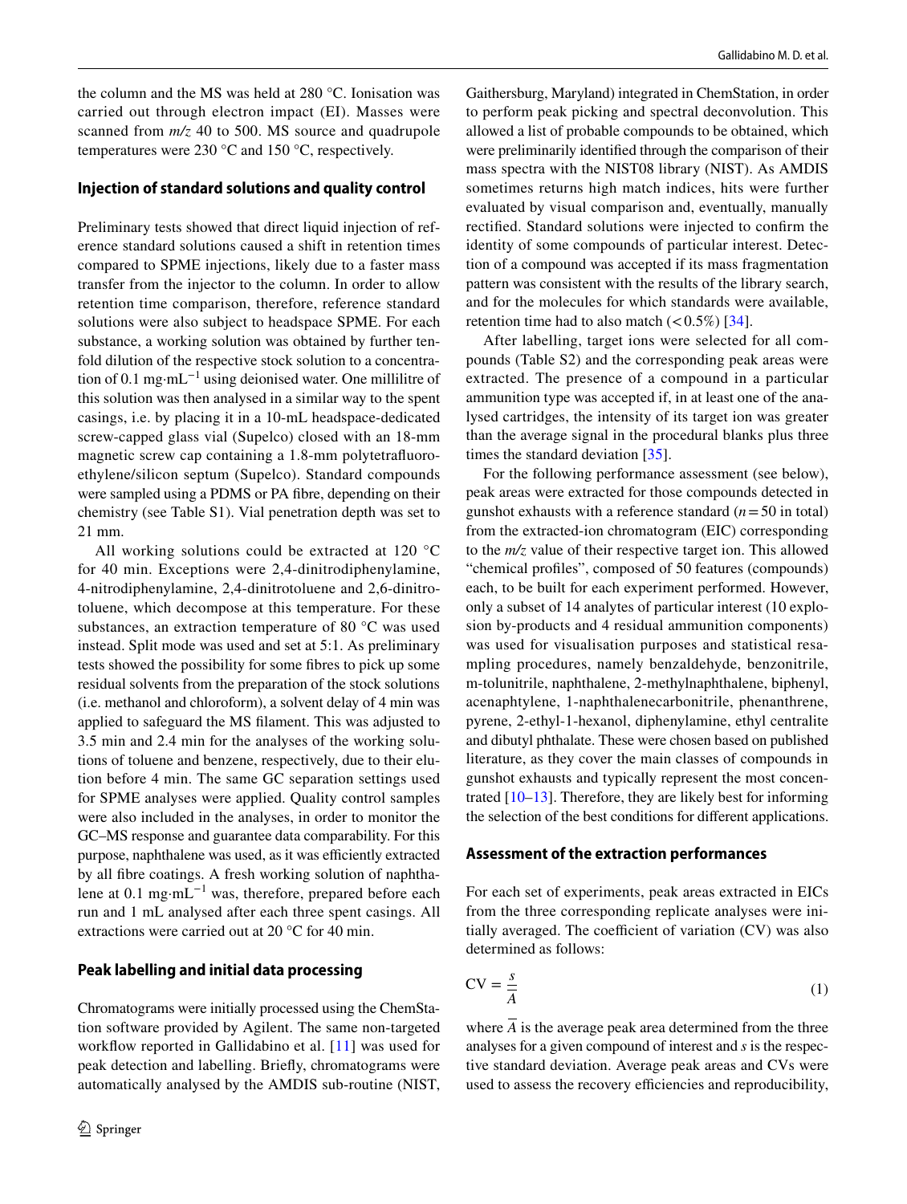the column and the MS was held at 280 °C. Ionisation was carried out through electron impact (EI). Masses were scanned from *m/z* 40 to 500. MS source and quadrupole temperatures were 230 °C and 150 °C, respectively.

### Injection of standard solutions and quality control

Preliminary tests showed that direct liquid injection of reference standard solutions caused a shift in retention times compared to SPME injections, likely due to a faster mass transfer from the injector to the column. In order to allow retention time comparison, therefore, reference standard solutions were also subject to headspace SPME. For each substance, a working solution was obtained by further tenfold dilution of the respective stock solution to a concentration of 0.1 mg·mL$^{-1}$ using deionised water. One millilitre of this solution was then analysed in a similar way to the spent casings, i.e. by placing it in a 10-mL headspace-dedicated screw-capped glass vial (Supelco) closed with an 18-mm magnetic screw cap containing a 1.8-mm polytetrafluoroethylene/silicon septum (Supelco). Standard compounds were sampled using a PDMS or PA fibre, depending on their chemistry (see Table S1). Vial penetration depth was set to 21 mm.

All working solutions could be extracted at 120 °C for 40 min. Exceptions were 2,4-dinitrodiphenylamine, 4-nitrodiphenylamine, 2,4-dinitrotoluene and 2,6-dinitrotoluene, which decompose at this temperature. For these substances, an extraction temperature of 80 °C was used instead. Split mode was used and set at 5:1. As preliminary tests showed the possibility for some fibres to pick up some residual solvents from the preparation of the stock solutions (i.e. methanol and chloroform), a solvent delay of 4 min was applied to safeguard the MS filament. This was adjusted to 3.5 min and 2.4 min for the analyses of the working solutions of toluene and benzene, respectively, due to their elution before 4 min. The same GC separation settings used for SPME analyses were applied. Quality control samples were also included in the analyses, in order to monitor the GC–MS response and guarantee data comparability. For this purpose, naphthalene was used, as it was efficiently extracted by all fibre coatings. A fresh working solution of naphthalene at 0.1 mg·mL$^{-1}$ was, therefore, prepared before each run and 1 mL analysed after each three spent casings. All extractions were carried out at 20 °C for 40 min.

### Peak labelling and initial data processing

Chromatograms were initially processed using the ChemStation software provided by Agilent. The same non-targeted workflow reported in Gallidabino et al. [11] was used for peak detection and labelling. Briefly, chromatograms were automatically analysed by the AMDIS sub-routine (NIST, Gaithersburg, Maryland) integrated in ChemStation, in order to perform peak picking and spectral deconvolution. This allowed a list of probable compounds to be obtained, which were preliminarily identified through the comparison of their mass spectra with the NIST08 library (NIST). As AMDIS sometimes returns high match indices, hits were further evaluated by visual comparison and, eventually, manually rectified. Standard solutions were injected to confirm the identity of some compounds of particular interest. Detection of a compound was accepted if its mass fragmentation pattern was consistent with the results of the library search, and for the molecules for which standards were available, retention time had to also match (<0.5%) [34].

After labelling, target ions were selected for all compounds (Table S2) and the corresponding peak areas were extracted. The presence of a compound in a particular ammunition type was accepted if, in at least one of the analysed cartridges, the intensity of its target ion was greater than the average signal in the procedural blanks plus three times the standard deviation [35].

For the following performance assessment (see below), peak areas were extracted for those compounds detected in gunshot exhausts with a reference standard ($n = 50$ in total) from the extracted-ion chromatogram (EIC) corresponding to the *m/z* value of their respective target ion. This allowed "chemical profiles", composed of 50 features (compounds) each, to be built for each experiment performed. However, only a subset of 14 analytes of particular interest (10 explosion by-products and 4 residual ammunition components) was used for visualisation purposes and statistical resampling procedures, namely benzaldehyde, benzonitrile, m-tolunitrile, naphthalene, 2-methylnaphthalene, biphenyl, acenaphtylene, 1-naphthalenecarbonitrile, phenanthrene, pyrene, 2-ethyl-1-hexanol, diphenylamine, ethyl centralite and dibutyl phthalate. These were chosen based on published literature, as they cover the main classes of compounds in gunshot exhausts and typically represent the most concentrated [10–13]. Therefore, they are likely best for informing the selection of the best conditions for different applications.

### Assessment of the extraction performances

For each set of experiments, peak areas extracted in EICs from the three corresponding replicate analyses were initially averaged. The coefficient of variation (CV) was also determined as follows:

$$\mathrm{CV} = \frac{s}{\overline{A}} \tag{1}$$

where $\overline{A}$ is the average peak area determined from the three analyses for a given compound of interest and $s$ is the respective standard deviation. Average peak areas and CVs were used to assess the recovery efficiencies and reproducibility,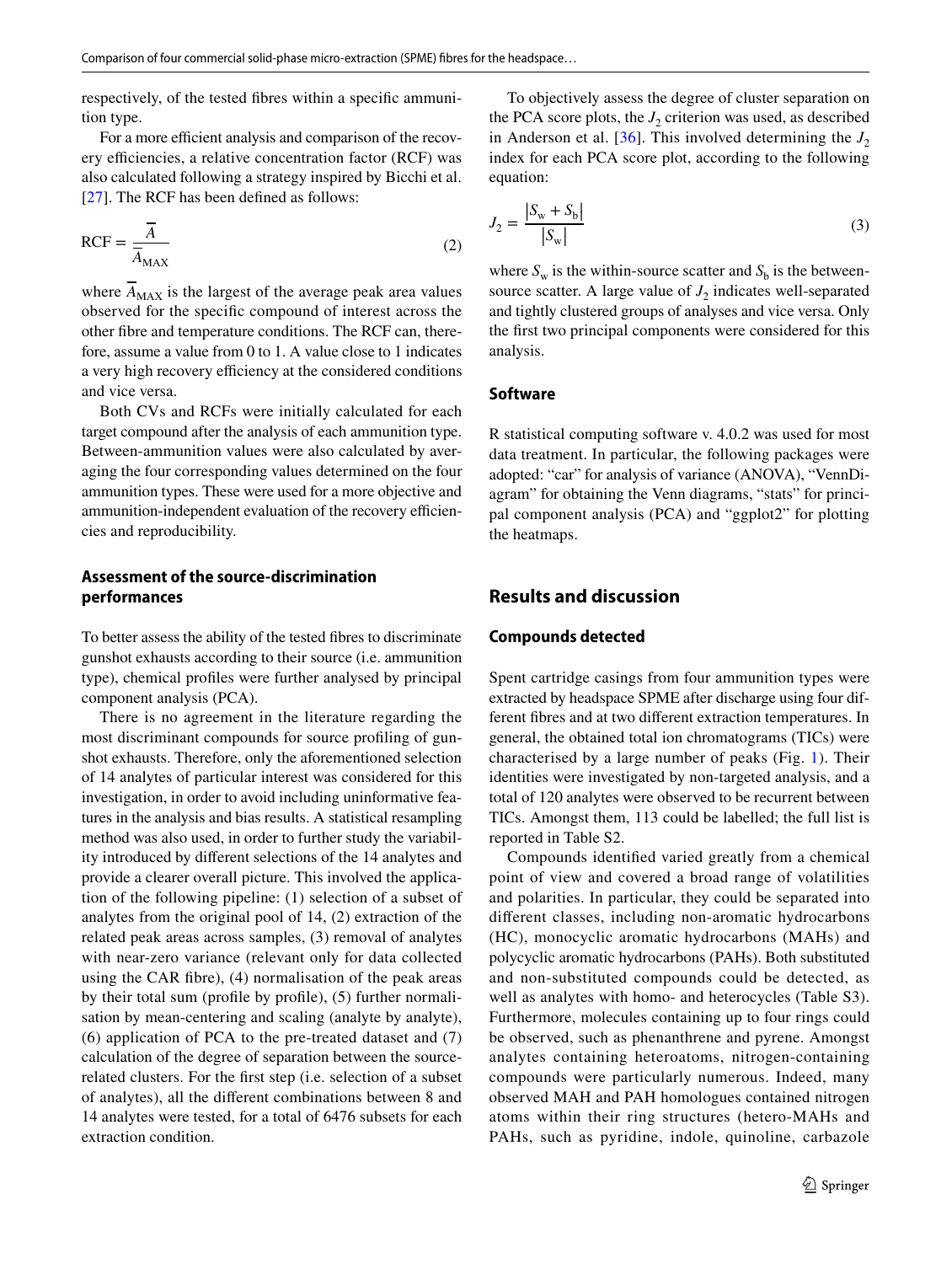respectively, of the tested fibres within a specific ammunition type.

For a more efficient analysis and comparison of the recovery efficiencies, a relative concentration factor (RCF) was also calculated following a strategy inspired by Bicchi et al. [27]. The RCF has been defined as follows:

$$\text{RCF} = \frac{\overline{A}}{\overline{A}_{\text{MAX}}} \tag{2}$$

where $\overline{A}_{\text{MAX}}$ is the largest of the average peak area values observed for the specific compound of interest across the other fibre and temperature conditions. The RCF can, therefore, assume a value from 0 to 1. A value close to 1 indicates a very high recovery efficiency at the considered conditions and vice versa.

Both CVs and RCFs were initially calculated for each target compound after the analysis of each ammunition type. Between-ammunition values were also calculated by averaging the four corresponding values determined on the four ammunition types. These were used for a more objective and ammunition-independent evaluation of the recovery efficiencies and reproducibility.

### Assessment of the source-discrimination performances

To better assess the ability of the tested fibres to discriminate gunshot exhausts according to their source (i.e. ammunition type), chemical profiles were further analysed by principal component analysis (PCA).

There is no agreement in the literature regarding the most discriminant compounds for source profiling of gunshot exhausts. Therefore, only the aforementioned selection of 14 analytes of particular interest was considered for this investigation, in order to avoid including uninformative features in the analysis and bias results. A statistical resampling method was also used, in order to further study the variability introduced by different selections of the 14 analytes and provide a clearer overall picture. This involved the application of the following pipeline: (1) selection of a subset of analytes from the original pool of 14, (2) extraction of the related peak areas across samples, (3) removal of analytes with near-zero variance (relevant only for data collected using the CAR fibre), (4) normalisation of the peak areas by their total sum (profile by profile), (5) further normalisation by mean-centering and scaling (analyte by analyte), (6) application of PCA to the pre-treated dataset and (7) calculation of the degree of separation between the source-related clusters. For the first step (i.e. selection of a subset of analytes), all the different combinations between 8 and 14 analytes were tested, for a total of 6476 subsets for each extraction condition.

To objectively assess the degree of cluster separation on the PCA score plots, the $J_2$ criterion was used, as described in Anderson et al. [36]. This involved determining the $J_2$ index for each PCA score plot, according to the following equation:

$$J_2 = \frac{|S_w + S_b|}{|S_w|} \tag{3}$$

where $S_w$ is the within-source scatter and $S_b$ is the between-source scatter. A large value of $J_2$ indicates well-separated and tightly clustered groups of analyses and vice versa. Only the first two principal components were considered for this analysis.

### Software

R statistical computing software v. 4.0.2 was used for most data treatment. In particular, the following packages were adopted: "car" for analysis of variance (ANOVA), "VennDiagram" for obtaining the Venn diagrams, "stats" for principal component analysis (PCA) and "ggplot2" for plotting the heatmaps.

## Results and discussion

### Compounds detected

Spent cartridge casings from four ammunition types were extracted by headspace SPME after discharge using four different fibres and at two different extraction temperatures. In general, the obtained total ion chromatograms (TICs) were characterised by a large number of peaks (Fig. 1). Their identities were investigated by non-targeted analysis, and a total of 120 analytes were observed to be recurrent between TICs. Amongst them, 113 could be labelled; the full list is reported in Table S2.

Compounds identified varied greatly from a chemical point of view and covered a broad range of volatilities and polarities. In particular, they could be separated into different classes, including non-aromatic hydrocarbons (HC), monocyclic aromatic hydrocarbons (MAHs) and polycyclic aromatic hydrocarbons (PAHs). Both substituted and non-substituted compounds could be detected, as well as analytes with homo- and heterocycles (Table S3). Furthermore, molecules containing up to four rings could be observed, such as phenanthrene and pyrene. Amongst analytes containing heteroatoms, nitrogen-containing compounds were particularly numerous. Indeed, many observed MAH and PAH homologues contained nitrogen atoms within their ring structures (hetero-MAHs and PAHs, such as pyridine, indole, quinoline, carbazole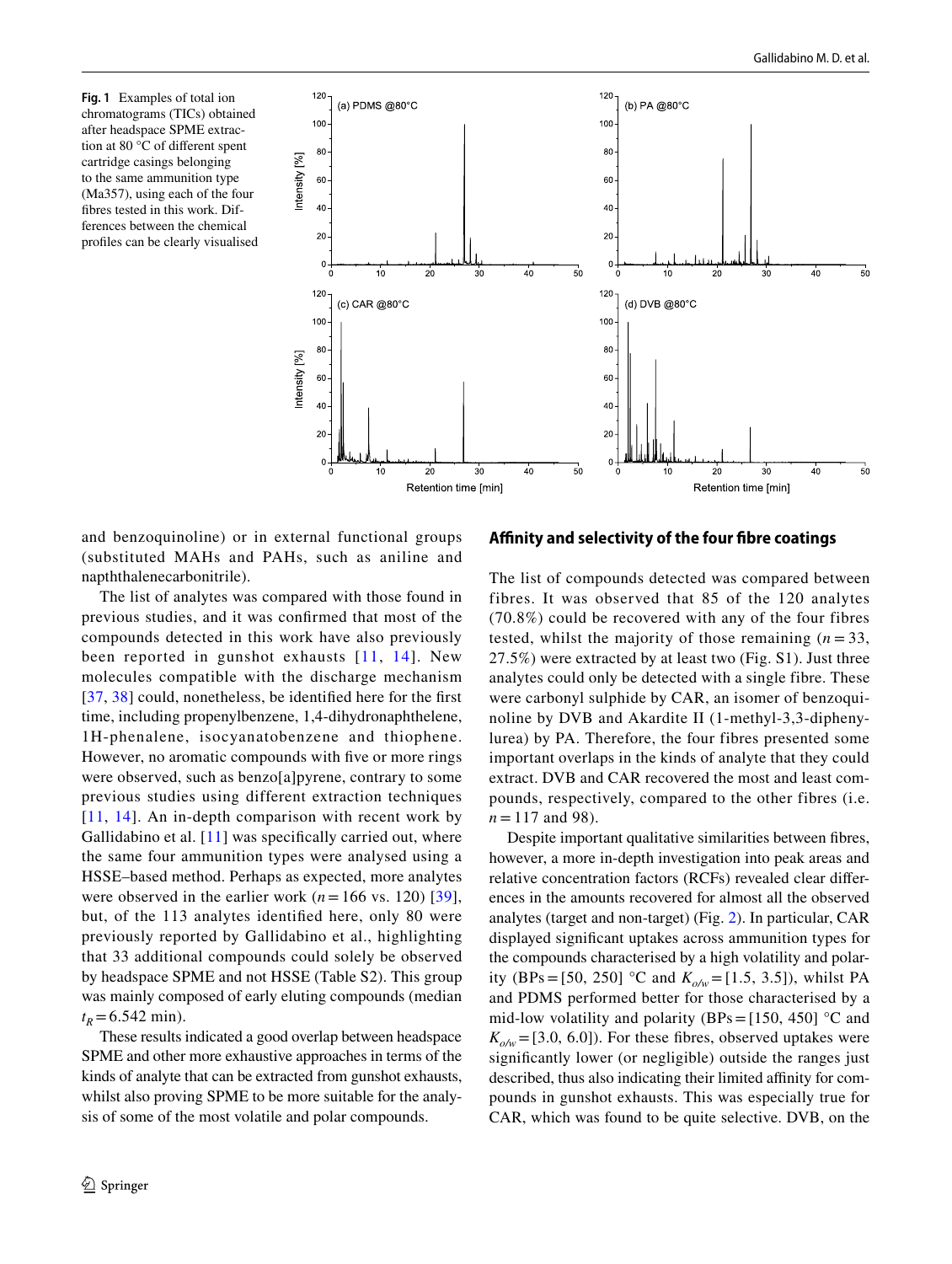**Fig. 1** Examples of total ion chromatograms (TICs) obtained after headspace SPME extraction at 80 °C of different spent cartridge casings belonging to the same ammunition type (Ma357), using each of the four fibres tested in this work. Differences between the chemical profiles can be clearly visualised

and benzoquinoline) or in external functional groups (substituted MAHs and PAHs, such as aniline and napththalenecarbonitrile).

The list of analytes was compared with those found in previous studies, and it was confirmed that most of the compounds detected in this work have also previously been reported in gunshot exhausts [11, 14]. New molecules compatible with the discharge mechanism [37, 38] could, nonetheless, be identified here for the first time, including propenylbenzene, 1,4-dihydronaphthelene, 1H-phenalene, isocyanatobenzene and thiophene. However, no aromatic compounds with five or more rings were observed, such as benzo[a]pyrene, contrary to some previous studies using different extraction techniques [11, 14]. An in-depth comparison with recent work by Gallidabino et al. [11] was specifically carried out, where the same four ammunition types were analysed using a HSSE–based method. Perhaps as expected, more analytes were observed in the earlier work ($n = 166$ vs. 120) [39], but, of the 113 analytes identified here, only 80 were previously reported by Gallidabino et al., highlighting that 33 additional compounds could solely be observed by headspace SPME and not HSSE (Table S2). This group was mainly composed of early eluting compounds (median $t_R = 6.542$ min).

These results indicated a good overlap between headspace SPME and other more exhaustive approaches in terms of the kinds of analyte that can be extracted from gunshot exhausts, whilst also proving SPME to be more suitable for the analysis of some of the most volatile and polar compounds.

## Affinity and selectivity of the four fibre coatings

The list of compounds detected was compared between fibres. It was observed that 85 of the 120 analytes (70.8%) could be recovered with any of the four fibres tested, whilst the majority of those remaining ($n = 33$, 27.5%) were extracted by at least two (Fig. S1). Just three analytes could only be detected with a single fibre. These were carbonyl sulphide by CAR, an isomer of benzoquinoline by DVB and Akardite II (1-methyl-3,3-diphenylurea) by PA. Therefore, the four fibres presented some important overlaps in the kinds of analyte that they could extract. DVB and CAR recovered the most and least compounds, respectively, compared to the other fibres (i.e. $n = 117$ and 98).

Despite important qualitative similarities between fibres, however, a more in-depth investigation into peak areas and relative concentration factors (RCFs) revealed clear differences in the amounts recovered for almost all the observed analytes (target and non-target) (Fig. 2). In particular, CAR displayed significant uptakes across ammunition types for the compounds characterised by a high volatility and polarity (BPs = [50, 250] °C and $K_{o/w} = [1.5, 3.5]$), whilst PA and PDMS performed better for those characterised by a mid-low volatility and polarity (BPs = [150, 450] °C and $K_{o/w} = [3.0, 6.0]$). For these fibres, observed uptakes were significantly lower (or negligible) outside the ranges just described, thus also indicating their limited affinity for compounds in gunshot exhausts. This was especially true for CAR, which was found to be quite selective. DVB, on the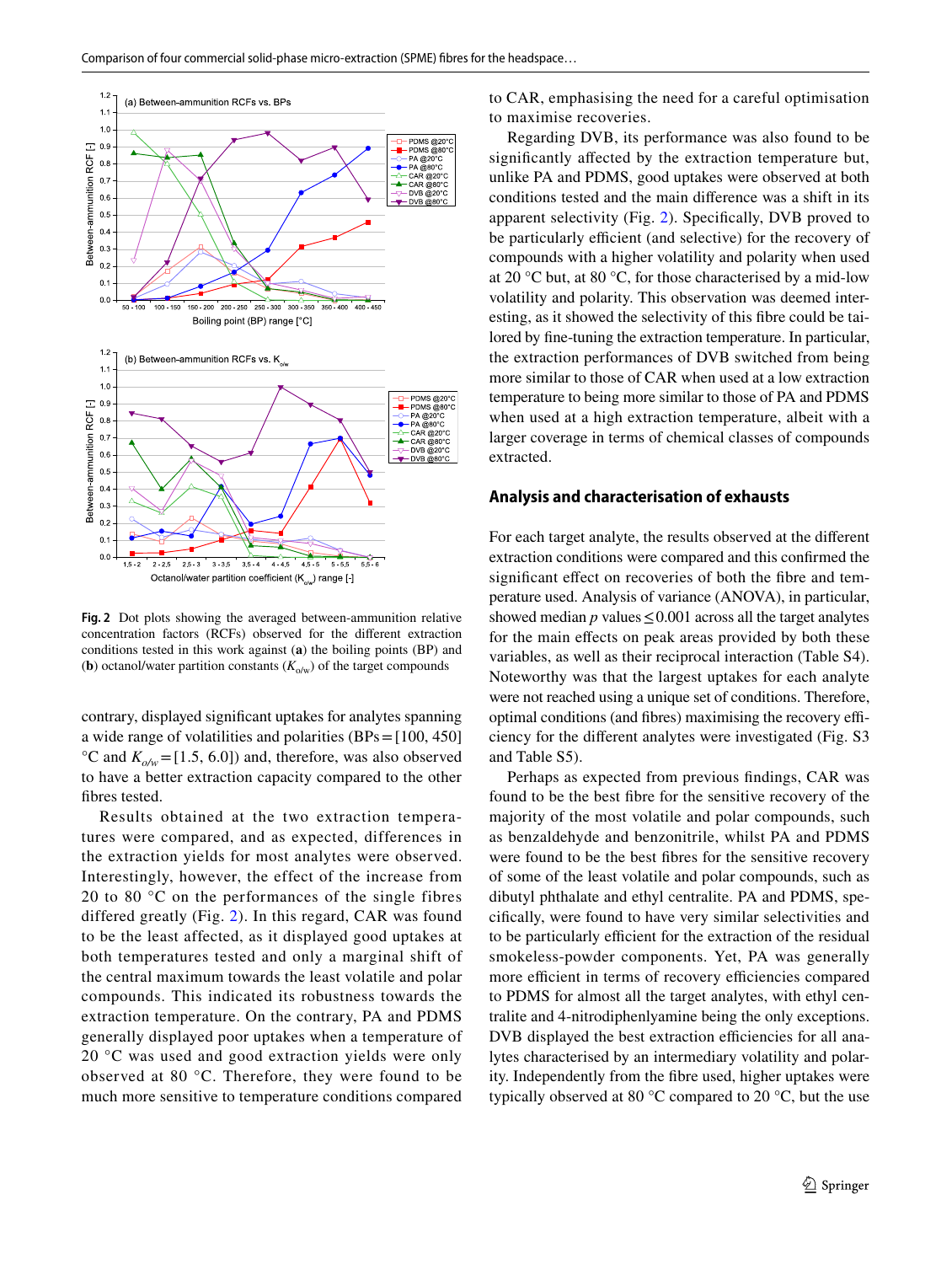Fig. 2 Dot plots showing the averaged between-ammunition relative concentration factors (RCFs) observed for the different extraction conditions tested in this work against (**a**) the boiling points (BP) and (**b**) octanol/water partition constants ($K_{o/w}$) of the target compounds

contrary, displayed significant uptakes for analytes spanning a wide range of volatilities and polarities (BPs = [100, 450] °C and $K_{o/w}$ = [1.5, 6.0]) and, therefore, was also observed to have a better extraction capacity compared to the other fibres tested.

Results obtained at the two extraction temperatures were compared, and as expected, differences in the extraction yields for most analytes were observed. Interestingly, however, the effect of the increase from 20 to 80 °C on the performances of the single fibres differed greatly (Fig. 2). In this regard, CAR was found to be the least affected, as it displayed good uptakes at both temperatures tested and only a marginal shift of the central maximum towards the least volatile and polar compounds. This indicated its robustness towards the extraction temperature. On the contrary, PA and PDMS generally displayed poor uptakes when a temperature of 20 °C was used and good extraction yields were only observed at 80 °C. Therefore, they were found to be much more sensitive to temperature conditions compared to CAR, emphasising the need for a careful optimisation to maximise recoveries.

Regarding DVB, its performance was also found to be significantly affected by the extraction temperature but, unlike PA and PDMS, good uptakes were observed at both conditions tested and the main difference was a shift in its apparent selectivity (Fig. 2). Specifically, DVB proved to be particularly efficient (and selective) for the recovery of compounds with a higher volatility and polarity when used at 20 °C but, at 80 °C, for those characterised by a mid-low volatility and polarity. This observation was deemed interesting, as it showed the selectivity of this fibre could be tailored by fine-tuning the extraction temperature. In particular, the extraction performances of DVB switched from being more similar to those of CAR when used at a low extraction temperature to being more similar to those of PA and PDMS when used at a high extraction temperature, albeit with a larger coverage in terms of chemical classes of compounds extracted.

## Analysis and characterisation of exhausts

For each target analyte, the results observed at the different extraction conditions were compared and this confirmed the significant effect on recoveries of both the fibre and temperature used. Analysis of variance (ANOVA), in particular, showed median $p$ values $\leq 0.001$ across all the target analytes for the main effects on peak areas provided by both these variables, as well as their reciprocal interaction (Table S4). Noteworthy was that the largest uptakes for each analyte were not reached using a unique set of conditions. Therefore, optimal conditions (and fibres) maximising the recovery efficiency for the different analytes were investigated (Fig. S3 and Table S5).

Perhaps as expected from previous findings, CAR was found to be the best fibre for the sensitive recovery of the majority of the most volatile and polar compounds, such as benzaldehyde and benzonitrile, whilst PA and PDMS were found to be the best fibres for the sensitive recovery of some of the least volatile and polar compounds, such as dibutyl phthalate and ethyl centralite. PA and PDMS, specifically, were found to have very similar selectivities and to be particularly efficient for the extraction of the residual smokeless-powder components. Yet, PA was generally more efficient in terms of recovery efficiencies compared to PDMS for almost all the target analytes, with ethyl centralite and 4-nitrodiphenylamine being the only exceptions. DVB displayed the best extraction efficiencies for all analytes characterised by an intermediary volatility and polarity. Independently from the fibre used, higher uptakes were typically observed at 80 °C compared to 20 °C, but the use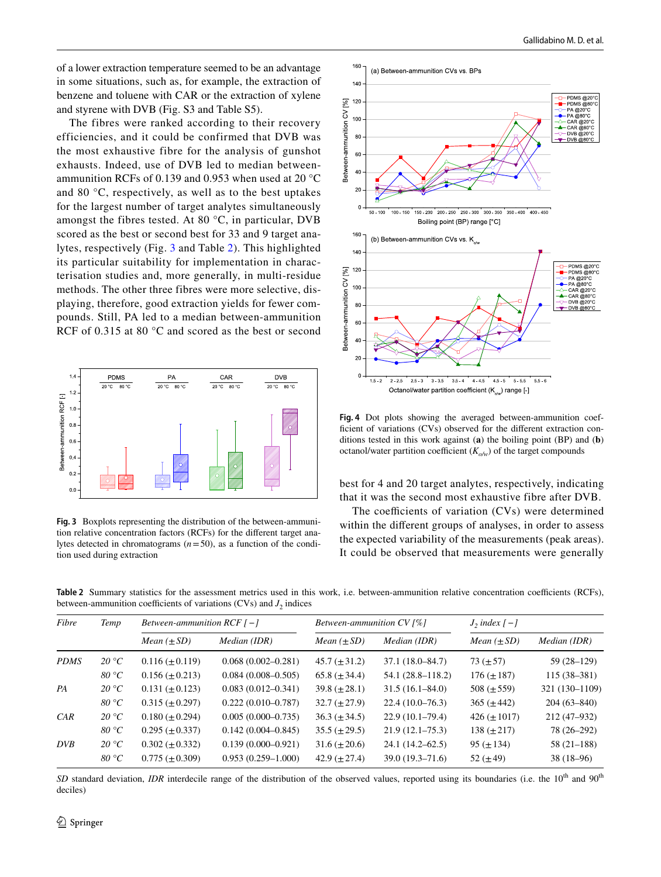of a lower extraction temperature seemed to be an advantage in some situations, such as, for example, the extraction of benzene and toluene with CAR or the extraction of xylene and styrene with DVB (Fig. S3 and Table S5).

The fibres were ranked according to their recovery efficiencies, and it could be confirmed that DVB was the most exhaustive fibre for the analysis of gunshot exhausts. Indeed, use of DVB led to median between-ammunition RCFs of 0.139 and 0.953 when used at 20 °C and 80 °C, respectively, as well as to the best uptakes for the largest number of target analytes simultaneously amongst the fibres tested. At 80 °C, in particular, DVB scored as the best or second best for 33 and 9 target analytes, respectively (Fig. 3 and Table 2). This highlighted its particular suitability for implementation in characterisation studies and, more generally, in multi-residue methods. The other three fibres were more selective, displaying, therefore, good extraction yields for fewer compounds. Still, PA led to a median between-ammunition RCF of 0.315 at 80 °C and scored as the best or second best for 4 and 20 target analytes, respectively, indicating that it was the second most exhaustive fibre after DVB.

**Fig. 3** Boxplots representing the distribution of the between-ammunition relative concentration factors (RCFs) for the different target analytes detected in chromatograms ($n = 50$), as a function of the condition used during extraction

**Fig. 4** Dot plots showing the averaged between-ammunition coefficient of variations (CVs) observed for the different extraction conditions tested in this work against (**a**) the boiling point (BP) and (**b**) octanol/water partition coefficient ($K_{o/w}$) of the target compounds

The coefficients of variation (CVs) were determined within the different groups of analyses, in order to assess the expected variability of the measurements (peak areas). It could be observed that measurements were generally

**Table 2** Summary statistics for the assessment metrics used in this work, i.e. between-ammunition relative concentration coefficients (RCFs), between-ammunition coefficients of variations (CVs) and $J_2$ indices

| *Fibre* | *Temp* | *Between-ammunition RCF [−]* | | *Between-ammunition CV [%]* | | *$J_2$ index [−]* | |
|---|---|---|---|---|---|---|---|
| | | *Mean (±SD)* | *Median (IDR)* | *Mean (±SD)* | *Median (IDR)* | *Mean (±SD)* | *Median (IDR)* |
| *PDMS* | *20 °C* | 0.116 (±0.119) | 0.068 (0.002–0.281) | 45.7 (±31.2) | 37.1 (18.0–84.7) | 73 (±57) | 59 (28–129) |
| | *80 °C* | 0.156 (±0.213) | 0.084 (0.008–0.505) | 65.8 (±34.4) | 54.1 (28.8–118.2) | 176 (±187) | 115 (38–381) |
| *PA* | *20 °C* | 0.131 (±0.123) | 0.083 (0.012–0.341) | 39.8 (±28.1) | 31.5 (16.1–84.0) | 508 (±559) | 321 (130–1109) |
| | *80 °C* | 0.315 (±0.297) | 0.222 (0.010–0.787) | 32.7 (±27.9) | 22.4 (10.0–76.3) | 365 (±442) | 204 (63–840) |
| *CAR* | *20 °C* | 0.180 (±0.294) | 0.005 (0.000–0.735) | 36.3 (±34.5) | 22.9 (10.1–79.4) | 426 (±1017) | 212 (47–932) |
| | *80 °C* | 0.295 (±0.337) | 0.142 (0.004–0.845) | 35.5 (±29.5) | 21.9 (12.1–75.3) | 138 (±217) | 78 (26–292) |
| *DVB* | *20 °C* | 0.302 (±0.332) | 0.139 (0.000–0.921) | 31.6 (±20.6) | 24.1 (14.2–62.5) | 95 (±134) | 58 (21–188) |
| | *80 °C* | 0.775 (±0.309) | 0.953 (0.259–1.000) | 42.9 (±27.4) | 39.0 (19.3–71.6) | 52 (±49) | 38 (18–96) |

*SD* standard deviation, *IDR* interdecile range of the distribution of the observed values, reported using its boundaries (i.e. the 10th and 90th deciles)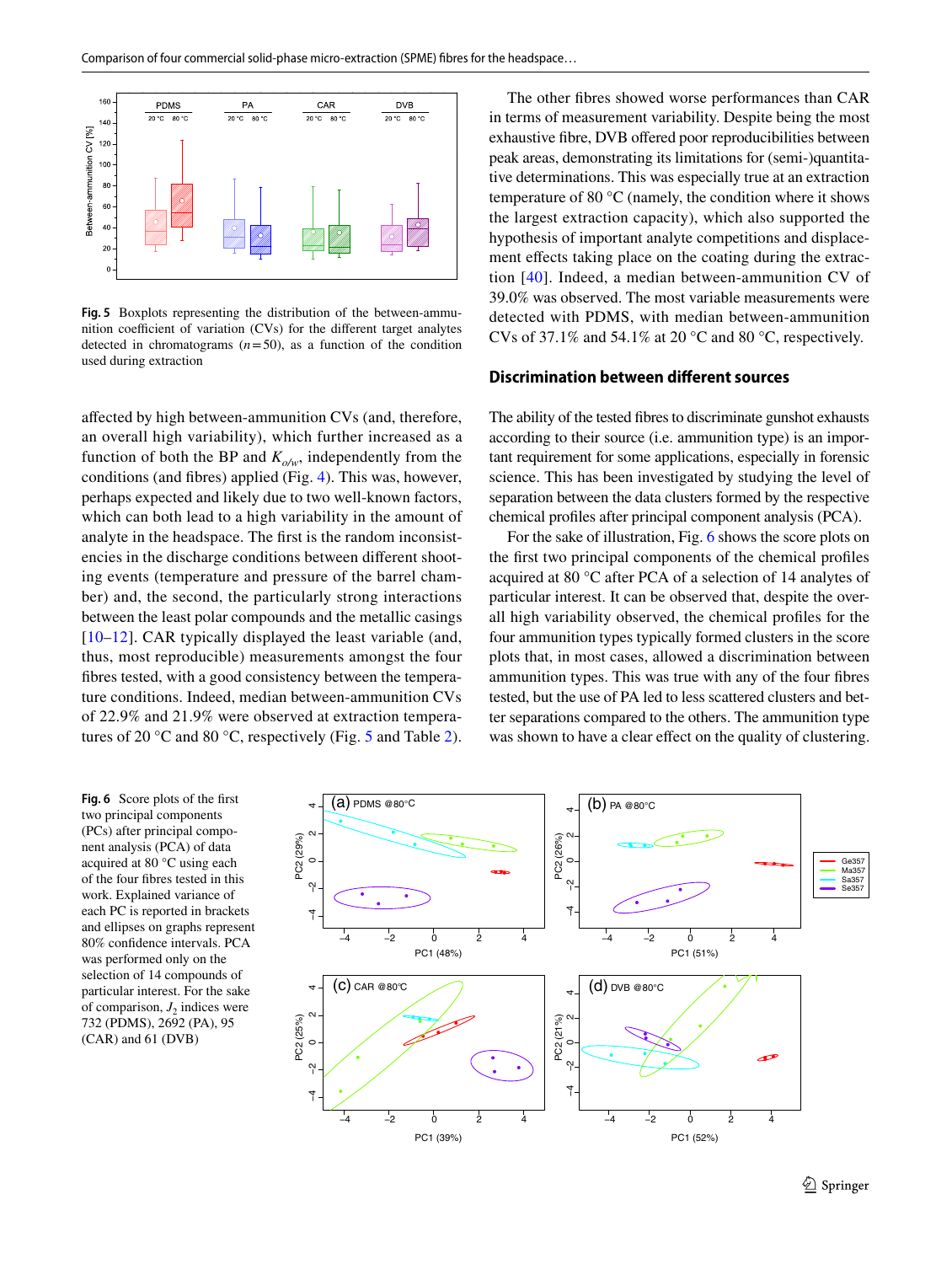Fig. 5 Boxplots representing the distribution of the between-ammunition coefficient of variation (CVs) for the different target analytes detected in chromatograms ($n=50$), as a function of the condition used during extraction

affected by high between-ammunition CVs (and, therefore, an overall high variability), which further increased as a function of both the BP and $K_{o/w}$, independently from the conditions (and fibres) applied (Fig. 4). This was, however, perhaps expected and likely due to two well-known factors, which can both lead to a high variability in the amount of analyte in the headspace. The first is the random inconsistencies in the discharge conditions between different shooting events (temperature and pressure of the barrel chamber) and, the second, the particularly strong interactions between the least polar compounds and the metallic casings [10–12]. CAR typically displayed the least variable (and, thus, most reproducible) measurements amongst the four fibres tested, with a good consistency between the temperature conditions. Indeed, median between-ammunition CVs of 22.9% and 21.9% were observed at extraction temperatures of 20 °C and 80 °C, respectively (Fig. 5 and Table 2).

The other fibres showed worse performances than CAR in terms of measurement variability. Despite being the most exhaustive fibre, DVB offered poor reproducibilities between peak areas, demonstrating its limitations for (semi-)quantitative determinations. This was especially true at an extraction temperature of 80 °C (namely, the condition where it shows the largest extraction capacity), which also supported the hypothesis of important analyte competitions and displacement effects taking place on the coating during the extraction [40]. Indeed, a median between-ammunition CV of 39.0% was observed. The most variable measurements were detected with PDMS, with median between-ammunition CVs of 37.1% and 54.1% at 20 °C and 80 °C, respectively.

## Discrimination between different sources

The ability of the tested fibres to discriminate gunshot exhausts according to their source (i.e. ammunition type) is an important requirement for some applications, especially in forensic science. This has been investigated by studying the level of separation between the data clusters formed by the respective chemical profiles after principal component analysis (PCA).

For the sake of illustration, Fig. 6 shows the score plots on the first two principal components of the chemical profiles acquired at 80 °C after PCA of a selection of 14 analytes of particular interest. It can be observed that, despite the overall high variability observed, the chemical profiles for the four ammunition types typically formed clusters in the score plots that, in most cases, allowed a discrimination between ammunition types. This was true with any of the four fibres tested, but the use of PA led to less scattered clusters and better separations compared to the others. The ammunition type was shown to have a clear effect on the quality of clustering.

Fig. 6 Score plots of the first two principal components (PCs) after principal component analysis (PCA) of data acquired at 80 °C using each of the four fibres tested in this work. Explained variance of each PC is reported in brackets and ellipses on graphs represent 80% confidence intervals. PCA was performed only on the selection of 14 compounds of particular interest. For the sake of comparison, $J_2$ indices were 732 (PDMS), 2692 (PA), 95 (CAR) and 61 (DVB)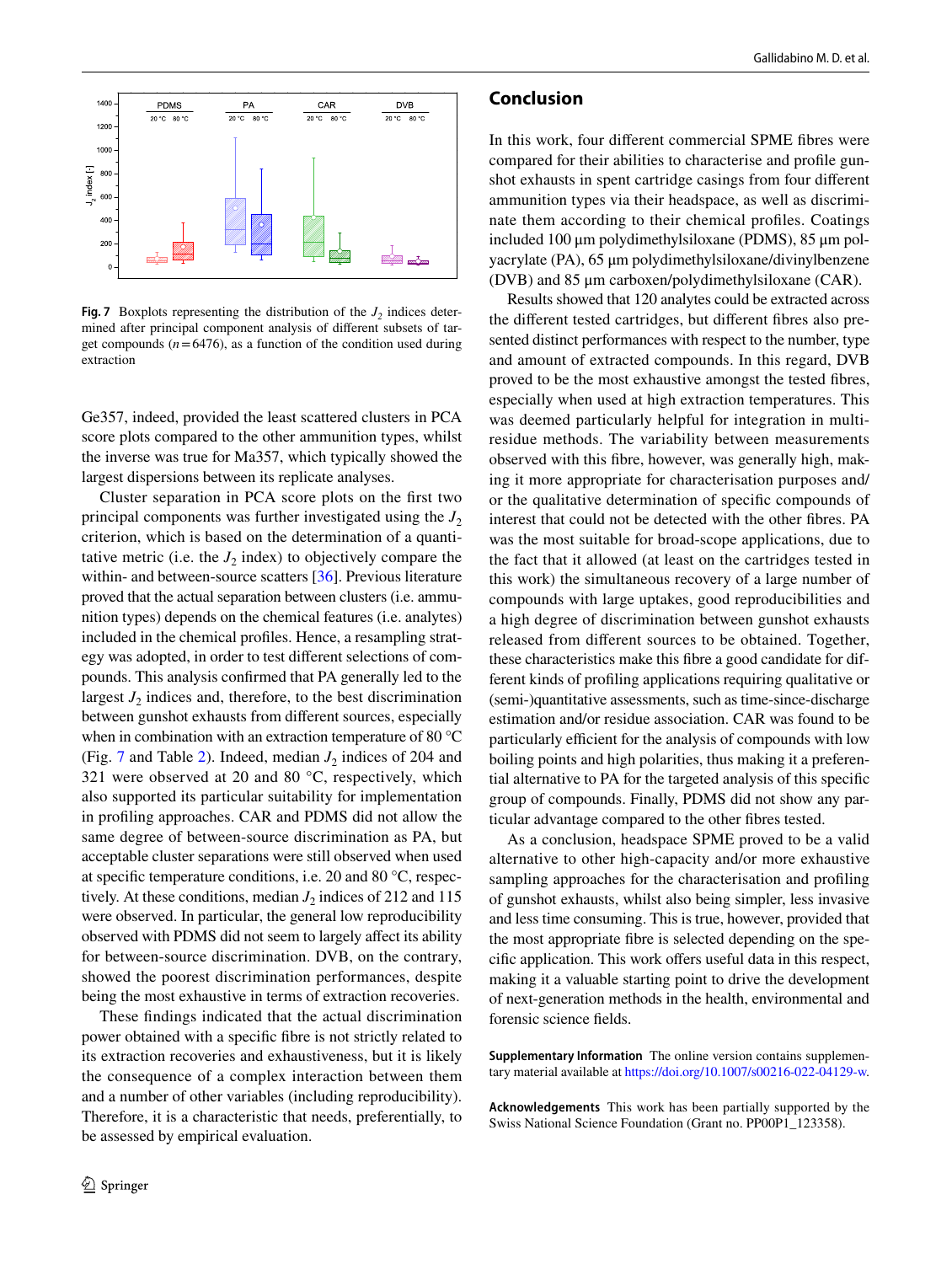**Fig. 7** Boxplots representing the distribution of the $J_2$ indices determined after principal component analysis of different subsets of target compounds ($n = 6476$), as a function of the condition used during extraction

Ge357, indeed, provided the least scattered clusters in PCA score plots compared to the other ammunition types, whilst the inverse was true for Ma357, which typically showed the largest dispersions between its replicate analyses.

Cluster separation in PCA score plots on the first two principal components was further investigated using the $J_2$ criterion, which is based on the determination of a quantitative metric (i.e. the $J_2$ index) to objectively compare the within- and between-source scatters [36]. Previous literature proved that the actual separation between clusters (i.e. ammunition types) depends on the chemical features (i.e. analytes) included in the chemical profiles. Hence, a resampling strategy was adopted, in order to test different selections of compounds. This analysis confirmed that PA generally led to the largest $J_2$ indices and, therefore, to the best discrimination between gunshot exhausts from different sources, especially when in combination with an extraction temperature of 80 °C (Fig. 7 and Table 2). Indeed, median $J_2$ indices of 204 and 321 were observed at 20 and 80 °C, respectively, which also supported its particular suitability for implementation in profiling approaches. CAR and PDMS did not allow the same degree of between-source discrimination as PA, but acceptable cluster separations were still observed when used at specific temperature conditions, i.e. 20 and 80 °C, respectively. At these conditions, median $J_2$ indices of 212 and 115 were observed. In particular, the general low reproducibility observed with PDMS did not seem to largely affect its ability for between-source discrimination. DVB, on the contrary, showed the poorest discrimination performances, despite being the most exhaustive in terms of extraction recoveries.

These findings indicated that the actual discrimination power obtained with a specific fibre is not strictly related to its extraction recoveries and exhaustiveness, but it is likely the consequence of a complex interaction between them and a number of other variables (including reproducibility). Therefore, it is a characteristic that needs, preferentially, to be assessed by empirical evaluation.

## Conclusion

In this work, four different commercial SPME fibres were compared for their abilities to characterise and profile gunshot exhausts in spent cartridge casings from four different ammunition types via their headspace, as well as discriminate them according to their chemical profiles. Coatings included 100 µm polydimethylsiloxane (PDMS), 85 µm polyacrylate (PA), 65 µm polydimethylsiloxane/divinylbenzene (DVB) and 85 µm carboxen/polydimethylsiloxane (CAR).

Results showed that 120 analytes could be extracted across the different tested cartridges, but different fibres also presented distinct performances with respect to the number, type and amount of extracted compounds. In this regard, DVB proved to be the most exhaustive amongst the tested fibres, especially when used at high extraction temperatures. This was deemed particularly helpful for integration in multi-residue methods. The variability between measurements observed with this fibre, however, was generally high, making it more appropriate for characterisation purposes and/or the qualitative determination of specific compounds of interest that could not be detected with the other fibres. PA was the most suitable for broad-scope applications, due to the fact that it allowed (at least on the cartridges tested in this work) the simultaneous recovery of a large number of compounds with large uptakes, good reproducibilities and a high degree of discrimination between gunshot exhausts released from different sources to be obtained. Together, these characteristics make this fibre a good candidate for different kinds of profiling applications requiring qualitative or (semi-)quantitative assessments, such as time-since-discharge estimation and/or residue association. CAR was found to be particularly efficient for the analysis of compounds with low boiling points and high polarities, thus making it a preferential alternative to PA for the targeted analysis of this specific group of compounds. Finally, PDMS did not show any particular advantage compared to the other fibres tested.

As a conclusion, headspace SPME proved to be a valid alternative to other high-capacity and/or more exhaustive sampling approaches for the characterisation and profiling of gunshot exhausts, whilst also being simpler, less invasive and less time consuming. This is true, however, provided that the most appropriate fibre is selected depending on the specific application. This work offers useful data in this respect, making it a valuable starting point to drive the development of next-generation methods in the health, environmental and forensic science fields.

**Supplementary Information** The online version contains supplementary material available at https://doi.org/10.1007/s00216-022-04129-w.

**Acknowledgements** This work has been partially supported by the Swiss National Science Foundation (Grant no. PP00P1_123358).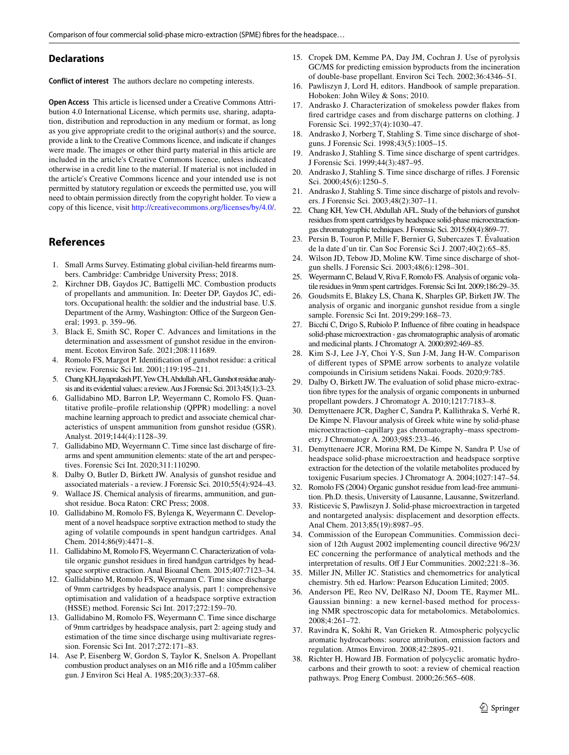## Declarations

**Conflict of interest** The authors declare no competing interests.

**Open Access** This article is licensed under a Creative Commons Attribution 4.0 International License, which permits use, sharing, adaptation, distribution and reproduction in any medium or format, as long as you give appropriate credit to the original author(s) and the source, provide a link to the Creative Commons licence, and indicate if changes were made. The images or other third party material in this article are included in the article's Creative Commons licence, unless indicated otherwise in a credit line to the material. If material is not included in the article's Creative Commons licence and your intended use is not permitted by statutory regulation or exceeds the permitted use, you will need to obtain permission directly from the copyright holder. To view a copy of this licence, visit http://creativecommons.org/licenses/by/4.0/.

## References

1. Small Arms Survey. Estimating global civilian-held firearms numbers. Cambridge: Cambridge University Press; 2018.
2. Kirchner DB, Gaydos JC, Battigelli MC. Combustion products of propellants and ammunition. In: Deeter DP, Gaydos JC, editors. Occupational health: the soldier and the industrial base. U.S. Department of the Army, Washington: Office of the Surgeon General; 1993. p. 359–96.
3. Black E, Smith SC, Roper C. Advances and limitations in the determination and assessment of gunshot residue in the environment. Ecotox Environ Safe. 2021;208:111689.
4. Romolo FS, Margot P. Identification of gunshot residue: a critical review. Forensic Sci Int. 2001;119:195–211.
5. Chang KH, Jayaprakash PT, Yew CH, Abdullah AFL. Gunshot residue analysis and its evidential values: a review. Aus J Forensic Sci. 2013;45(1):3–23.
6. Gallidabino MD, Barron LP, Weyermann C, Romolo FS. Quantitative profile–profile relationship (QPPR) modelling: a novel machine learning approach to predict and associate chemical characteristics of unspent ammunition from gunshot residue (GSR). Analyst. 2019;144(4):1128–39.
7. Gallidabino MD, Weyermann C. Time since last discharge of firearms and spent ammunition elements: state of the art and perspectives. Forensic Sci Int. 2020;311:110290.
8. Dalby O, Butler D, Birkett JW. Analysis of gunshot residue and associated materials - a review. J Forensic Sci. 2010;55(4):924–43.
9. Wallace JS. Chemical analysis of firearms, ammunition, and gunshot residue. Boca Raton: CRC Press; 2008.
10. Gallidabino M, Romolo FS, Bylenga K, Weyermann C. Development of a novel headspace sorptive extraction method to study the aging of volatile compounds in spent handgun cartridges. Anal Chem. 2014;86(9):4471–8.
11. Gallidabino M, Romolo FS, Weyermann C. Characterization of volatile organic gunshot residues in fired handgun cartridges by headspace sorptive extraction. Anal Bioanal Chem. 2015;407:7123–34.
12. Gallidabino M, Romolo FS, Weyermann C. Time since discharge of 9mm cartridges by headspace analysis, part 1: comprehensive optimisation and validation of a headspace sorptive extraction (HSSE) method. Forensic Sci Int. 2017;272:159–70.
13. Gallidabino M, Romolo FS, Weyermann C. Time since discharge of 9mm cartridges by headspace analysis, part 2: ageing study and estimation of the time since discharge using multivariate regression. Forensic Sci Int. 2017;272:171–83.
14. Ase P, Eisenberg W, Gordon S, Taylor K, Snelson A. Propellant combustion product analyses on an M16 rifle and a 105mm caliber gun. J Environ Sci Heal A. 1985;20(3):337–68.
15. Cropek DM, Kemme PA, Day JM, Cochran J. Use of pyrolysis GC/MS for predicting emission byproducts from the incineration of double-base propellant. Environ Sci Tech. 2002;36:4346–51.
16. Pawliszyn J, Lord H, editors. Handbook of sample preparation. Hoboken: John Wiley & Sons; 2010.
17. Andrasko J. Characterization of smokeless powder flakes from fired cartridge cases and from discharge patterns on clothing. J Forensic Sci. 1992;37(4):1030–47.
18. Andrasko J, Norberg T, Stahling S. Time since discharge of shotguns. J Forensic Sci. 1998;43(5):1005–15.
19. Andrasko J, Stahling S. Time since discharge of spent cartridges. J Forensic Sci. 1999;44(3):487–95.
20. Andrasko J, Stahling S. Time since discharge of rifles. J Forensic Sci. 2000;45(6):1250–5.
21. Andrasko J, Stahling S. Time since discharge of pistols and revolvers. J Forensic Sci. 2003;48(2):307–11.
22. Chang KH, Yew CH, Abdullah AFL. Study of the behaviors of gunshot residues from spent cartridges by headspace solid-phase microextraction-gas chromatographic techniques. J Forensic Sci. 2015;60(4):869–77.
23. Persin B, Touron P, Mille F, Bernier G, Subercazes T. Évaluation de la date d'un tir. Can Soc Forensic Sci J. 2007;40(2):65–85.
24. Wilson JD, Tebow JD, Moline KW. Time since discharge of shotgun shells. J Forensic Sci. 2003;48(6):1298–301.
25. Weyermann C, Belaud V, Riva F, Romolo FS. Analysis of organic volatile residues in 9mm spent cartridges. Forensic Sci Int. 2009;186:29–35.
26. Goudsmits E, Blakey LS, Chana K, Sharples GP, Birkett JW. The analysis of organic and inorganic gunshot residue from a single sample. Forensic Sci Int. 2019;299:168–73.
27. Bicchi C, Drigo S, Rubiolo P. Influence of fibre coating in headspace solid-phase microextraction - gas chromatographic analysis of aromatic and medicinal plants. J Chromatogr A. 2000;892:469–85.
28. Kim S-J, Lee J-Y, Choi Y-S, Sun J-M, Jang H-W. Comparison of different types of SPME arrow sorbents to analyze volatile compoiunds in Cirisium setidens Nakai. Foods. 2020;9:785.
29. Dalby O, Birkett JW. The evaluation of solid phase micro-extraction fibre types for the analysis of organic components in unburned propellant powders. J Chromatogr A. 2010;1217:7183–8.
30. Demyttenaere JCR, Dagher C, Sandra P, Kallithraka S, Verhé R, De Kimpe N. Flavour analysis of Greek white wine by solid-phase microextraction–capillary gas chromatography–mass spectrometry. J Chromatogr A. 2003;985:233–46.
31. Demyttenaere JCR, Morina RM, De Kimpe N, Sandra P. Use of headspace solid-phase microextraction and headspace sorptive extraction for the detection of the volatile metabolites produced by toxigenic Fusarium species. J Chromatogr A. 2004;1027:147–54.
32. Romolo FS (2004) Organic gunshot residue from lead-free ammunition. Ph.D. thesis, University of Lausanne, Lausanne, Switzerland.
33. Risticevic S, Pawliszyn J. Solid-phase microextraction in targeted and nontargeted analysis: displacement and desorption effects. Anal Chem. 2013;85(19):8987–95.
34. Commission of the European Communities. Commission decision of 12th August 2002 implementing council directive 96/23/EC concerning the performance of analytical methods and the interpretation of results. Off J Eur Communities. 2002;221:8–36.
35. Miller JN, Miller JC. Statistics and chemometrics for analytical chemistry. 5th ed. Harlow: Pearson Education Limited; 2005.
36. Anderson PE, Reo NV, DelRaso NJ, Doom TE, Raymer ML. Gaussian binning: a new kernel-based method for processing NMR spectroscopic data for metabolomics. Metabolomics. 2008;4:261–72.
37. Ravindra K, Sokhi R, Van Grieken R. Atmospheric polycyclic aromatic hydrocarbons: source attribution, emission factors and regulation. Atmos Environ. 2008;42:2895–921.
38. Richter H, Howard JB. Formation of polycyclic aromatic hydrocarbons and their growth to soot: a review of chemical reaction pathways. Prog Energ Combust. 2000;26:565–608.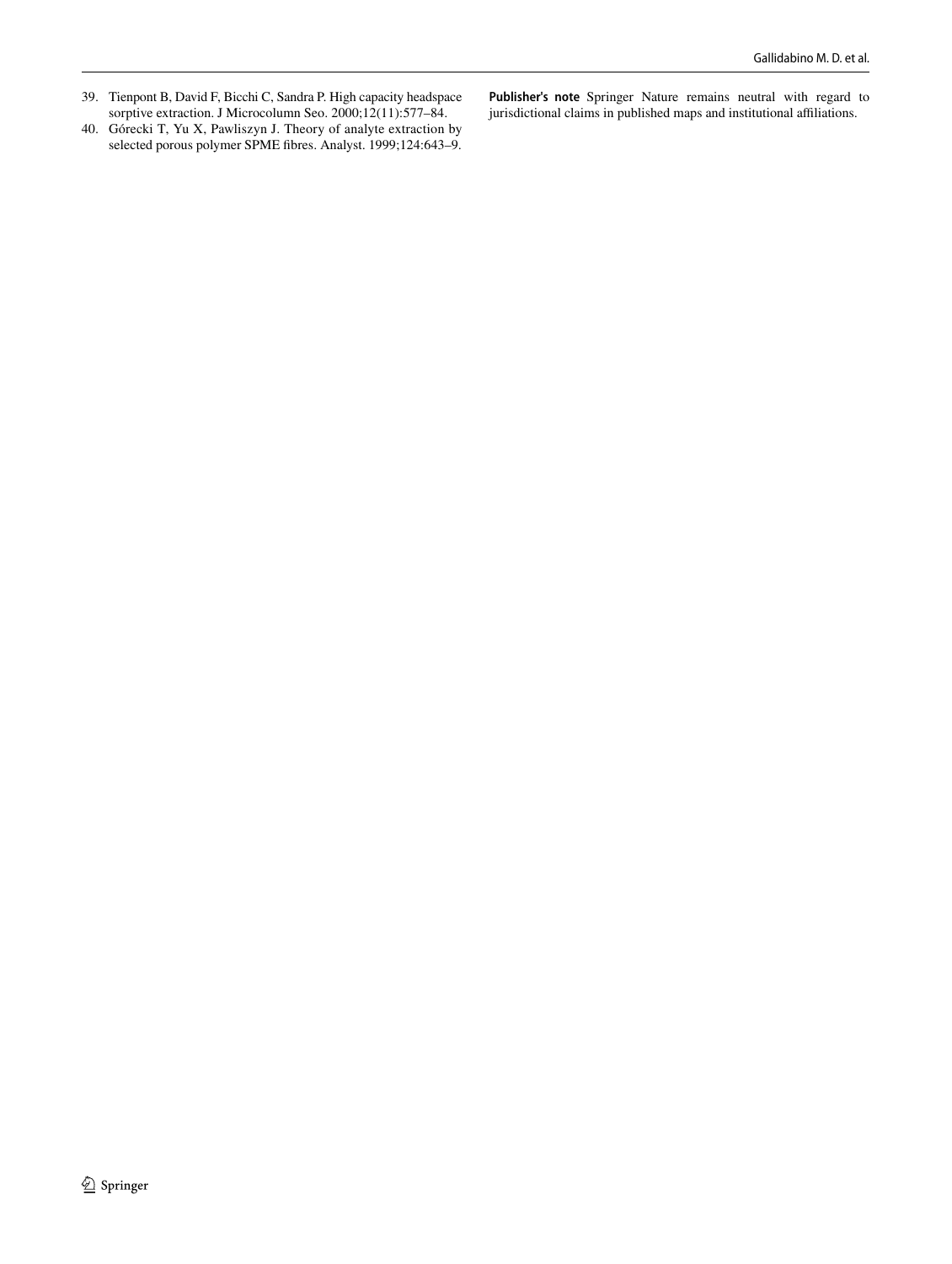39. Tienpont B, David F, Bicchi C, Sandra P. High capacity headspace sorptive extraction. J Microcolumn Seo. 2000;12(11):577–84.
40. Górecki T, Yu X, Pawliszyn J. Theory of analyte extraction by selected porous polymer SPME fibres. Analyst. 1999;124:643–9.

**Publisher's note** Springer Nature remains neutral with regard to jurisdictional claims in published maps and institutional affiliations.